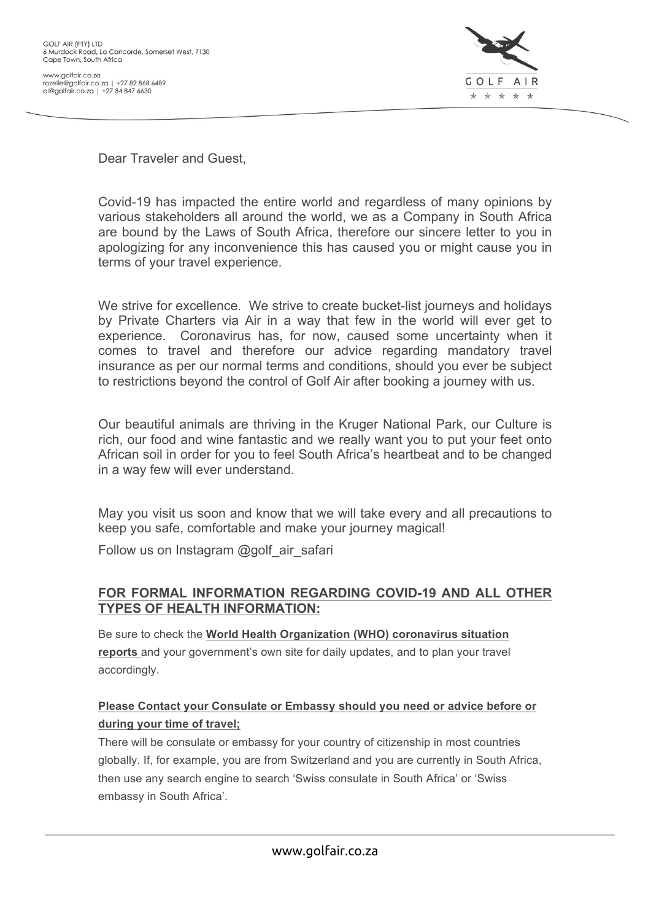GOLF AIR (PTY) LTD
6 Murdock Road, La Concorde, Somerset West, 7130
Cape Town, South Africa

www.golfair.co.za
rozelle@golfair.co.za | +27 82 868 6489
al@golfair.co.za | +27 84 847 6630

Dear Traveler and Guest,

Covid-19 has impacted the entire world and regardless of many opinions by various stakeholders all around the world, we as a Company in South Africa are bound by the Laws of South Africa, therefore our sincere letter to you in apologizing for any inconvenience this has caused you or might cause you in terms of your travel experience.

We strive for excellence. We strive to create bucket-list journeys and holidays by Private Charters via Air in a way that few in the world will ever get to experience. Coronavirus has, for now, caused some uncertainty when it comes to travel and therefore our advice regarding mandatory travel insurance as per our normal terms and conditions, should you ever be subject to restrictions beyond the control of Golf Air after booking a journey with us.

Our beautiful animals are thriving in the Kruger National Park, our Culture is rich, our food and wine fantastic and we really want you to put your feet onto African soil in order for you to feel South Africa's heartbeat and to be changed in a way few will ever understand.

May you visit us soon and know that we will take every and all precautions to keep you safe, comfortable and make your journey magical!

Follow us on Instagram @golf_air_safari

## FOR FORMAL INFORMATION REGARDING COVID-19 AND ALL OTHER TYPES OF HEALTH INFORMATION:

Be sure to check the **World Health Organization (WHO) coronavirus situation reports** and your government's own site for daily updates, and to plan your travel accordingly.

**Please Contact your Consulate or Embassy should you need or advice before or during your time of travel;**

There will be consulate or embassy for your country of citizenship in most countries globally. If, for example, you are from Switzerland and you are currently in South Africa, then use any search engine to search 'Swiss consulate in South Africa' or 'Swiss embassy in South Africa'.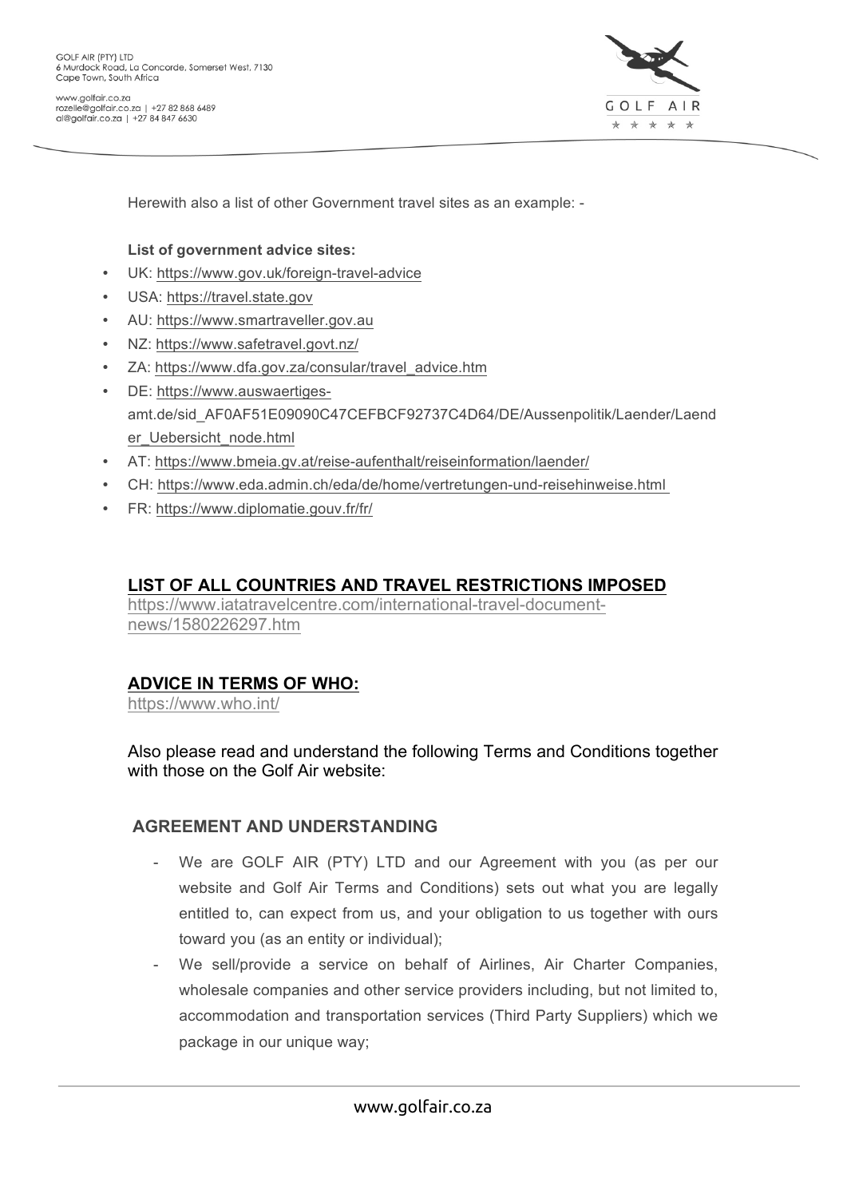Herewith also a list of other Government travel sites as an example: -

**List of government advice sites:**

- UK: https://www.gov.uk/foreign-travel-advice
- USA: https://travel.state.gov
- AU: https://www.smartraveller.gov.au
- NZ: https://www.safetravel.govt.nz/
- ZA: https://www.dfa.gov.za/consular/travel_advice.htm
- DE: https://www.auswaertiges-amt.de/sid_AF0AF51E09090C47CEFBCF92737C4D64/DE/Aussenpolitik/Laender/Laender_Uebersicht_node.html
- AT: https://www.bmeia.gv.at/reise-aufenthalt/reiseinformation/laender/
- CH: https://www.eda.admin.ch/eda/de/home/vertretungen-und-reisehinweise.html
- FR: https://www.diplomatie.gouv.fr/fr/

## LIST OF ALL COUNTRIES AND TRAVEL RESTRICTIONS IMPOSED

https://www.iatatravelcentre.com/international-travel-document-news/1580226297.htm

## ADVICE IN TERMS OF WHO:

https://www.who.int/

Also please read and understand the following Terms and Conditions together with those on the Golf Air website:

## AGREEMENT AND UNDERSTANDING

- We are GOLF AIR (PTY) LTD and our Agreement with you (as per our website and Golf Air Terms and Conditions) sets out what you are legally entitled to, can expect from us, and your obligation to us together with ours toward you (as an entity or individual);
- We sell/provide a service on behalf of Airlines, Air Charter Companies, wholesale companies and other service providers including, but not limited to, accommodation and transportation services (Third Party Suppliers) which we package in our unique way;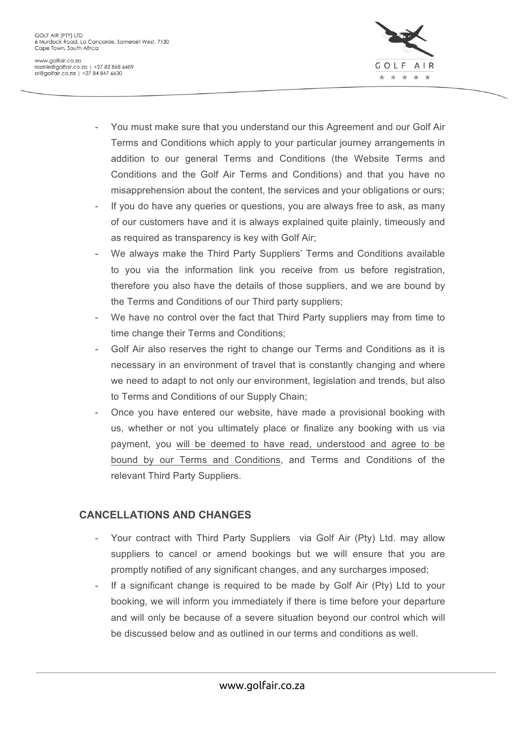- You must make sure that you understand our this Agreement and our Golf Air Terms and Conditions which apply to your particular journey arrangements in addition to our general Terms and Conditions (the Website Terms and Conditions and the Golf Air Terms and Conditions) and that you have no misapprehension about the content, the services and your obligations or ours;
- If you do have any queries or questions, you are always free to ask, as many of our customers have and it is always explained quite plainly, timeously and as required as transparency is key with Golf Air;
- We always make the Third Party Suppliers' Terms and Conditions available to you via the information link you receive from us before registration, therefore you also have the details of those suppliers, and we are bound by the Terms and Conditions of our Third party suppliers;
- We have no control over the fact that Third Party suppliers may from time to time change their Terms and Conditions;
- Golf Air also reserves the right to change our Terms and Conditions as it is necessary in an environment of travel that is constantly changing and where we need to adapt to not only our environment, legislation and trends, but also to Terms and Conditions of our Supply Chain;
- Once you have entered our website, have made a provisional booking with us, whether or not you ultimately place or finalize any booking with us via payment, you will be deemed to have read, understood and agree to be bound by our Terms and Conditions, and Terms and Conditions of the relevant Third Party Suppliers.

## CANCELLATIONS AND CHANGES

- Your contract with Third Party Suppliers via Golf Air (Pty) Ltd. may allow suppliers to cancel or amend bookings but we will ensure that you are promptly notified of any significant changes, and any surcharges imposed;
- If a significant change is required to be made by Golf Air (Pty) Ltd to your booking, we will inform you immediately if there is time before your departure and will only be because of a severe situation beyond our control which will be discussed below and as outlined in our terms and conditions as well.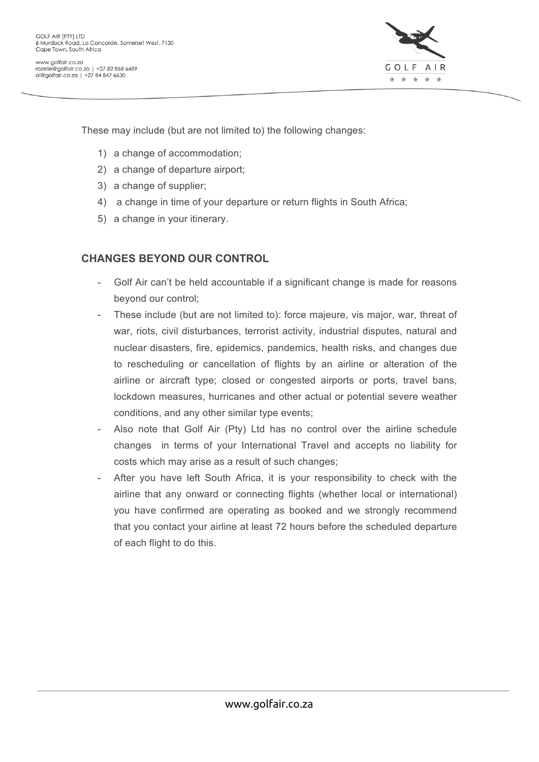These may include (but are not limited to) the following changes:

1) a change of accommodation;
2) a change of departure airport;
3) a change of supplier;
4) a change in time of your departure or return flights in South Africa;
5) a change in your itinerary.

## CHANGES BEYOND OUR CONTROL

- Golf Air can't be held accountable if a significant change is made for reasons beyond our control;
- These include (but are not limited to): force majeure, vis major, war, threat of war, riots, civil disturbances, terrorist activity, industrial disputes, natural and nuclear disasters, fire, epidemics, pandemics, health risks, and changes due to rescheduling or cancellation of flights by an airline or alteration of the airline or aircraft type; closed or congested airports or ports, travel bans, lockdown measures, hurricanes and other actual or potential severe weather conditions, and any other similar type events;
- Also note that Golf Air (Pty) Ltd has no control over the airline schedule changes in terms of your International Travel and accepts no liability for costs which may arise as a result of such changes;
- After you have left South Africa, it is your responsibility to check with the airline that any onward or connecting flights (whether local or international) you have confirmed are operating as booked and we strongly recommend that you contact your airline at least 72 hours before the scheduled departure of each flight to do this.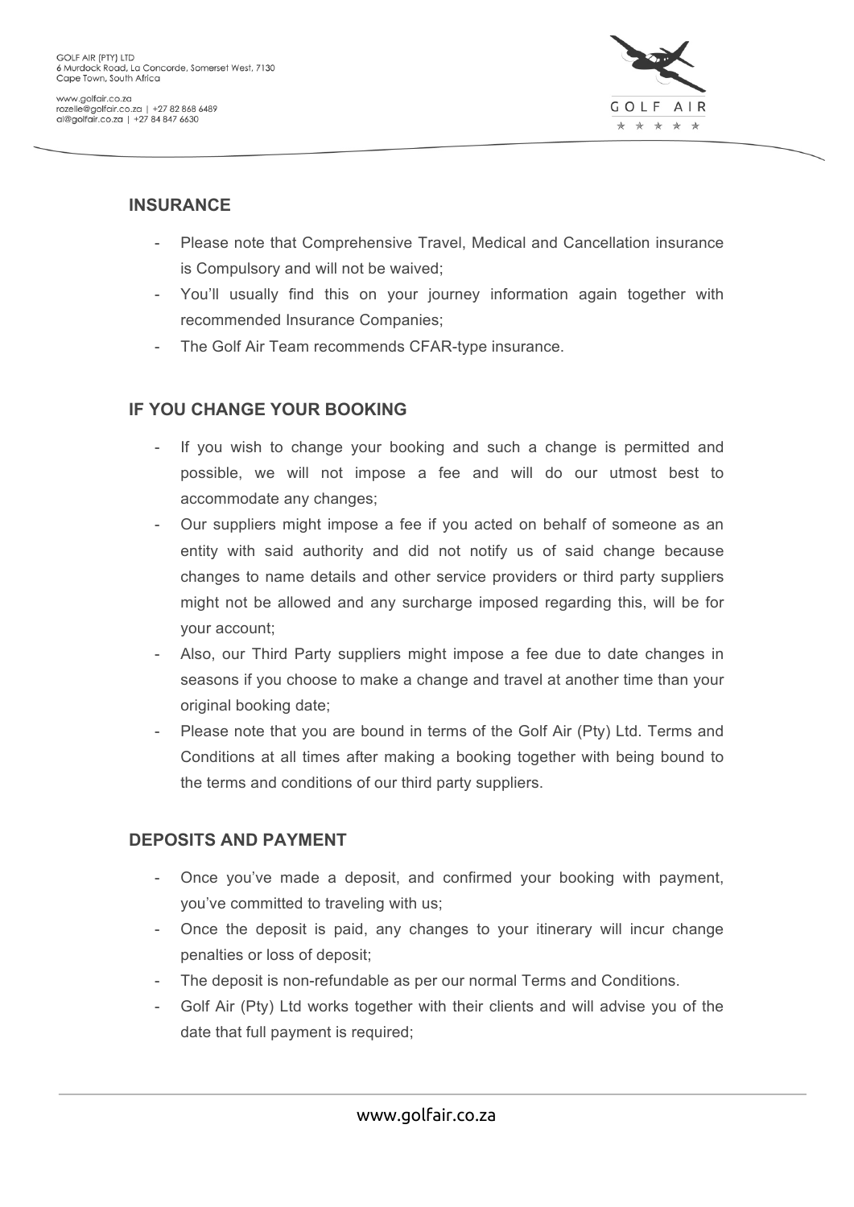## INSURANCE

- Please note that Comprehensive Travel, Medical and Cancellation insurance is Compulsory and will not be waived;
- You'll usually find this on your journey information again together with recommended Insurance Companies;
- The Golf Air Team recommends CFAR-type insurance.

## IF YOU CHANGE YOUR BOOKING

- If you wish to change your booking and such a change is permitted and possible, we will not impose a fee and will do our utmost best to accommodate any changes;
- Our suppliers might impose a fee if you acted on behalf of someone as an entity with said authority and did not notify us of said change because changes to name details and other service providers or third party suppliers might not be allowed and any surcharge imposed regarding this, will be for your account;
- Also, our Third Party suppliers might impose a fee due to date changes in seasons if you choose to make a change and travel at another time than your original booking date;
- Please note that you are bound in terms of the Golf Air (Pty) Ltd. Terms and Conditions at all times after making a booking together with being bound to the terms and conditions of our third party suppliers.

## DEPOSITS AND PAYMENT

- Once you've made a deposit, and confirmed your booking with payment, you've committed to traveling with us;
- Once the deposit is paid, any changes to your itinerary will incur change penalties or loss of deposit;
- The deposit is non-refundable as per our normal Terms and Conditions.
- Golf Air (Pty) Ltd works together with their clients and will advise you of the date that full payment is required;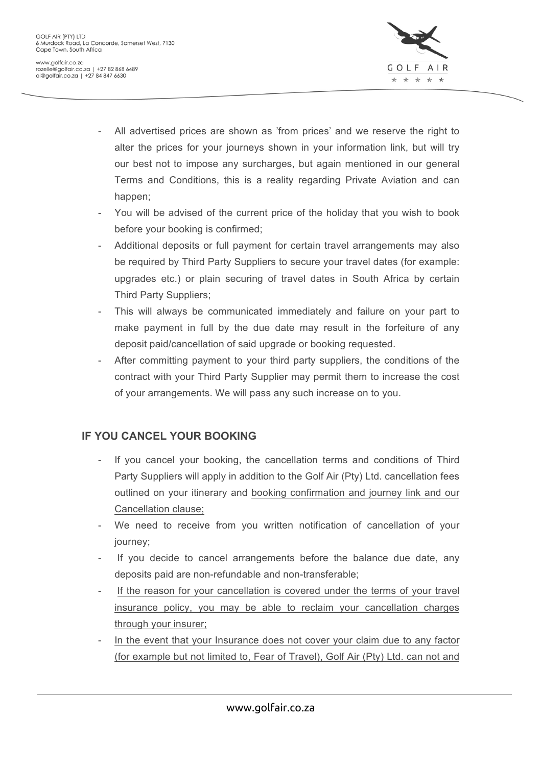- All advertised prices are shown as 'from prices' and we reserve the right to alter the prices for your journeys shown in your information link, but will try our best not to impose any surcharges, but again mentioned in our general Terms and Conditions, this is a reality regarding Private Aviation and can happen;
- You will be advised of the current price of the holiday that you wish to book before your booking is confirmed;
- Additional deposits or full payment for certain travel arrangements may also be required by Third Party Suppliers to secure your travel dates (for example: upgrades etc.) or plain securing of travel dates in South Africa by certain Third Party Suppliers;
- This will always be communicated immediately and failure on your part to make payment in full by the due date may result in the forfeiture of any deposit paid/cancellation of said upgrade or booking requested.
- After committing payment to your third party suppliers, the conditions of the contract with your Third Party Supplier may permit them to increase the cost of your arrangements. We will pass any such increase on to you.

## IF YOU CANCEL YOUR BOOKING

- If you cancel your booking, the cancellation terms and conditions of Third Party Suppliers will apply in addition to the Golf Air (Pty) Ltd. cancellation fees outlined on your itinerary and booking confirmation and journey link and our Cancellation clause;
- We need to receive from you written notification of cancellation of your journey;
- If you decide to cancel arrangements before the balance due date, any deposits paid are non-refundable and non-transferable;
- If the reason for your cancellation is covered under the terms of your travel insurance policy, you may be able to reclaim your cancellation charges through your insurer;
- In the event that your Insurance does not cover your claim due to any factor (for example but not limited to, Fear of Travel), Golf Air (Pty) Ltd. can not and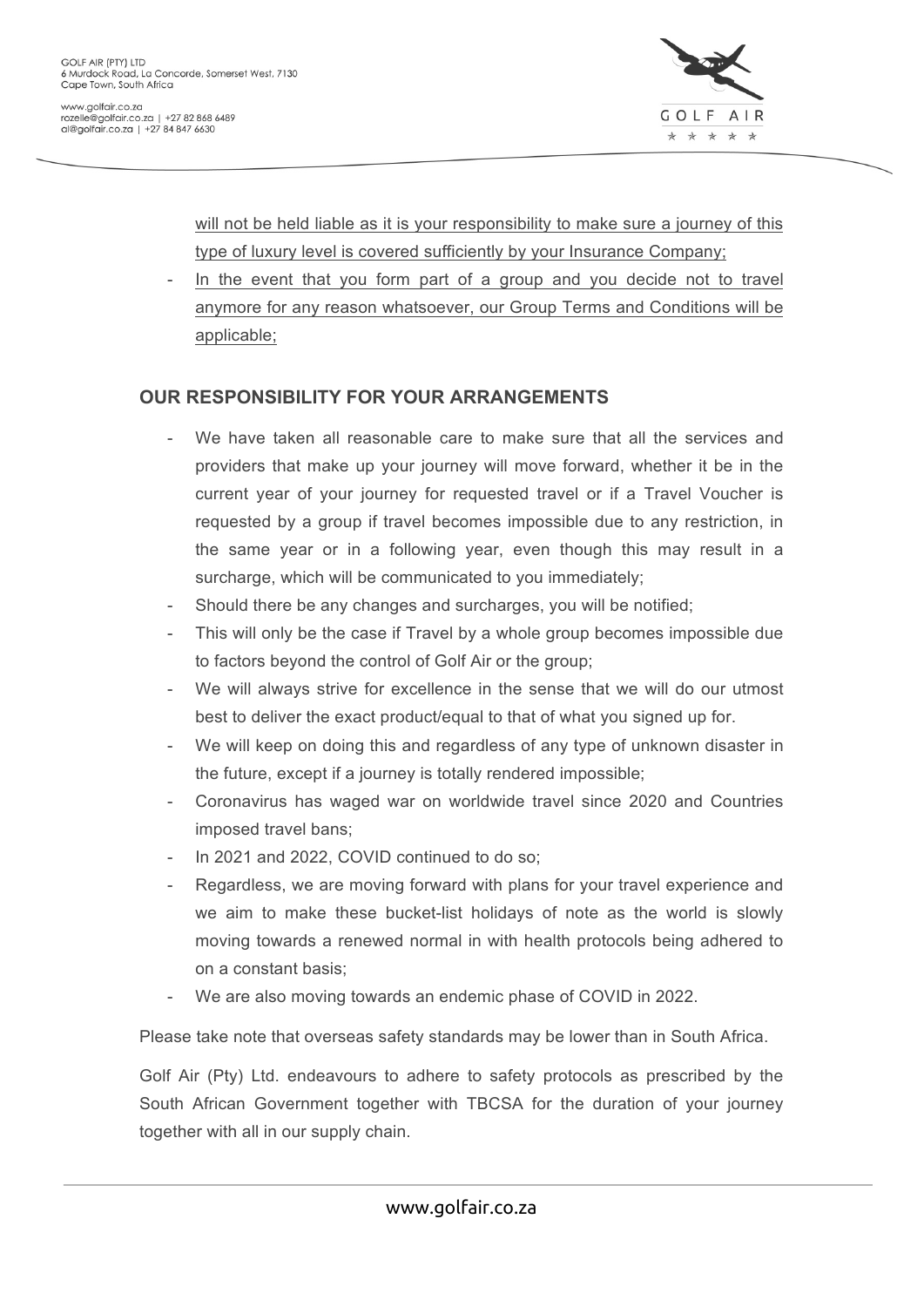- will not be held liable as it is your responsibility to make sure a journey of this type of luxury level is covered sufficiently by your Insurance Company;
- In the event that you form part of a group and you decide not to travel anymore for any reason whatsoever, our Group Terms and Conditions will be applicable;

## OUR RESPONSIBILITY FOR YOUR ARRANGEMENTS

- We have taken all reasonable care to make sure that all the services and providers that make up your journey will move forward, whether it be in the current year of your journey for requested travel or if a Travel Voucher is requested by a group if travel becomes impossible due to any restriction, in the same year or in a following year, even though this may result in a surcharge, which will be communicated to you immediately;
- Should there be any changes and surcharges, you will be notified;
- This will only be the case if Travel by a whole group becomes impossible due to factors beyond the control of Golf Air or the group;
- We will always strive for excellence in the sense that we will do our utmost best to deliver the exact product/equal to that of what you signed up for.
- We will keep on doing this and regardless of any type of unknown disaster in the future, except if a journey is totally rendered impossible;
- Coronavirus has waged war on worldwide travel since 2020 and Countries imposed travel bans;
- In 2021 and 2022, COVID continued to do so;
- Regardless, we are moving forward with plans for your travel experience and we aim to make these bucket-list holidays of note as the world is slowly moving towards a renewed normal in with health protocols being adhered to on a constant basis;
- We are also moving towards an endemic phase of COVID in 2022.

Please take note that overseas safety standards may be lower than in South Africa.

Golf Air (Pty) Ltd. endeavours to adhere to safety protocols as prescribed by the South African Government together with TBCSA for the duration of your journey together with all in our supply chain.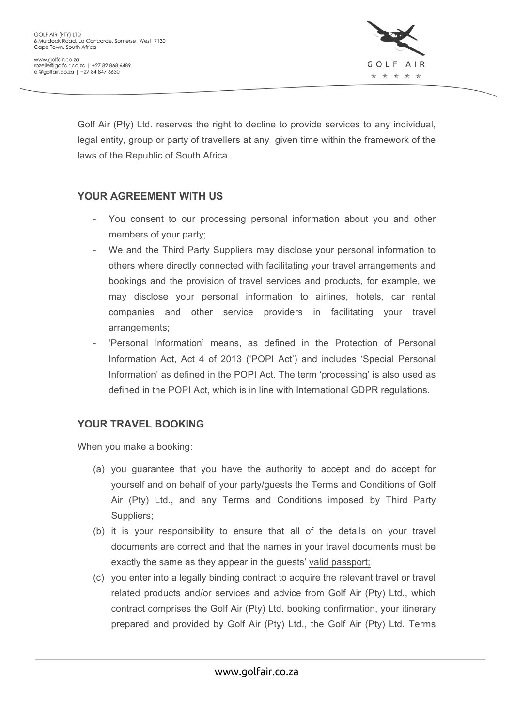Golf Air (Pty) Ltd. reserves the right to decline to provide services to any individual, legal entity, group or party of travellers at any given time within the framework of the laws of the Republic of South Africa.

## YOUR AGREEMENT WITH US

- You consent to our processing personal information about you and other members of your party;
- We and the Third Party Suppliers may disclose your personal information to others where directly connected with facilitating your travel arrangements and bookings and the provision of travel services and products, for example, we may disclose your personal information to airlines, hotels, car rental companies and other service providers in facilitating your travel arrangements;
- 'Personal Information' means, as defined in the Protection of Personal Information Act, Act 4 of 2013 ('POPI Act') and includes 'Special Personal Information' as defined in the POPI Act. The term 'processing' is also used as defined in the POPI Act, which is in line with International GDPR regulations.

## YOUR TRAVEL BOOKING

When you make a booking:

(a) you guarantee that you have the authority to accept and do accept for yourself and on behalf of your party/guests the Terms and Conditions of Golf Air (Pty) Ltd., and any Terms and Conditions imposed by Third Party Suppliers;

(b) it is your responsibility to ensure that all of the details on your travel documents are correct and that the names in your travel documents must be exactly the same as they appear in the guests' valid passport;

(c) you enter into a legally binding contract to acquire the relevant travel or travel related products and/or services and advice from Golf Air (Pty) Ltd., which contract comprises the Golf Air (Pty) Ltd. booking confirmation, your itinerary prepared and provided by Golf Air (Pty) Ltd., the Golf Air (Pty) Ltd. Terms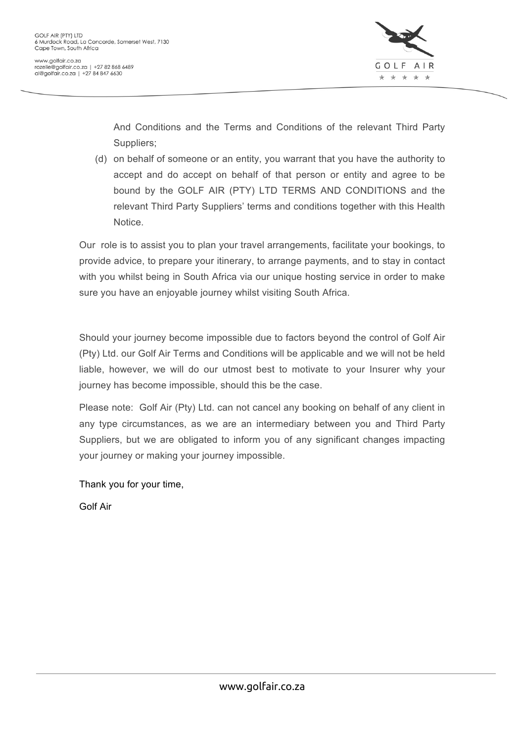And Conditions and the Terms and Conditions of the relevant Third Party Suppliers;

(d) on behalf of someone or an entity, you warrant that you have the authority to accept and do accept on behalf of that person or entity and agree to be bound by the GOLF AIR (PTY) LTD TERMS AND CONDITIONS and the relevant Third Party Suppliers' terms and conditions together with this Health Notice.

Our role is to assist you to plan your travel arrangements, facilitate your bookings, to provide advice, to prepare your itinerary, to arrange payments, and to stay in contact with you whilst being in South Africa via our unique hosting service in order to make sure you have an enjoyable journey whilst visiting South Africa.

Should your journey become impossible due to factors beyond the control of Golf Air (Pty) Ltd. our Golf Air Terms and Conditions will be applicable and we will not be held liable, however, we will do our utmost best to motivate to your Insurer why your journey has become impossible, should this be the case.

Please note: Golf Air (Pty) Ltd. can not cancel any booking on behalf of any client in any type circumstances, as we are an intermediary between you and Third Party Suppliers, but we are obligated to inform you of any significant changes impacting your journey or making your journey impossible.

Thank you for your time,

Golf Air